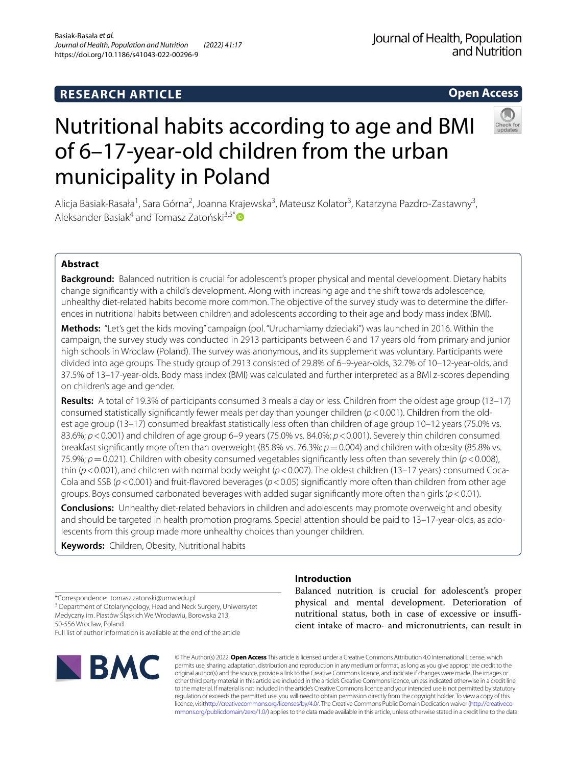RESEARCH ARTICLE

Open Access

# Nutritional habits according to age and BMI of 6–17-year-old children from the urban municipality in Poland

Alicja Basiak-Rasała[1], Sara Górna[2], Joanna Krajewska[3], Mateusz Kolator[3], Katarzyna Pazdro-Zastawny[3], Aleksander Basiak[4] and Tomasz Zatoński[3,5*]

## Abstract

**Background:** Balanced nutrition is crucial for adolescent's proper physical and mental development. Dietary habits change significantly with a child's development. Along with increasing age and the shift towards adolescence, unhealthy diet-related habits become more common. The objective of the survey study was to determine the differences in nutritional habits between children and adolescents according to their age and body mass index (BMI).

**Methods:** "Let's get the kids moving" campaign (pol. "Uruchamiamy dzieciaki") was launched in 2016. Within the campaign, the survey study was conducted in 2913 participants between 6 and 17 years old from primary and junior high schools in Wroclaw (Poland). The survey was anonymous, and its supplement was voluntary. Participants were divided into age groups. The study group of 2913 consisted of 29.8% of 6–9-year-olds, 32.7% of 10–12-year-olds, and 37.5% of 13–17-year-olds. Body mass index (BMI) was calculated and further interpreted as a BMI z-scores depending on children's age and gender.

**Results:** A total of 19.3% of participants consumed 3 meals a day or less. Children from the oldest age group (13–17) consumed statistically significantly fewer meals per day than younger children ($p < 0.001$). Children from the oldest age group (13–17) consumed breakfast statistically less often than children of age group 10–12 years (75.0% vs. 83.6%; $p < 0.001$) and children of age group 6–9 years (75.0% vs. 84.0%; $p < 0.001$). Severely thin children consumed breakfast significantly more often than overweight (85.8% vs. 76.3%; $p = 0.004$) and children with obesity (85.8% vs. 75.9%; $p = 0.021$). Children with obesity consumed vegetables significantly less often than severely thin ($p < 0.008$), thin ($p < 0.001$), and children with normal body weight ($p < 0.007$). The oldest children (13–17 years) consumed Coca-Cola and SSB ($p < 0.001$) and fruit-flavored beverages ($p < 0.05$) significantly more often than children from other age groups. Boys consumed carbonated beverages with added sugar significantly more often than girls ($p < 0.01$).

**Conclusions:** Unhealthy diet-related behaviors in children and adolescents may promote overweight and obesity and should be targeted in health promotion programs. Special attention should be paid to 13–17-year-olds, as adolescents from this group made more unhealthy choices than younger children.

**Keywords:** Children, Obesity, Nutritional habits

*Correspondence: tomasz.zatonski@umw.edu.pl
[3] Department of Otolaryngology, Head and Neck Surgery, Uniwersytet Medyczny im. Piastów Śląskich We Wrocławiu, Borowska 213, 50-556 Wrocław, Poland
Full list of author information is available at the end of the article

## Introduction

Balanced nutrition is crucial for adolescent's proper physical and mental development. Deterioration of nutritional status, both in case of excessive or insufficient intake of macro- and micronutrients, can result in

© The Author(s) 2022. **Open Access** This article is licensed under a Creative Commons Attribution 4.0 International License, which permits use, sharing, adaptation, distribution and reproduction in any medium or format, as long as you give appropriate credit to the original author(s) and the source, provide a link to the Creative Commons licence, and indicate if changes were made. The images or other third party material in this article are included in the article's Creative Commons licence, unless indicated otherwise in a credit line to the material. If material is not included in the article's Creative Commons licence and your intended use is not permitted by statutory regulation or exceeds the permitted use, you will need to obtain permission directly from the copyright holder. To view a copy of this licence, visit http://creativecommons.org/licenses/by/4.0/. The Creative Commons Public Domain Dedication waiver (http://creativecommons.org/publicdomain/zero/1.0/) applies to the data made available in this article, unless otherwise stated in a credit line to the data.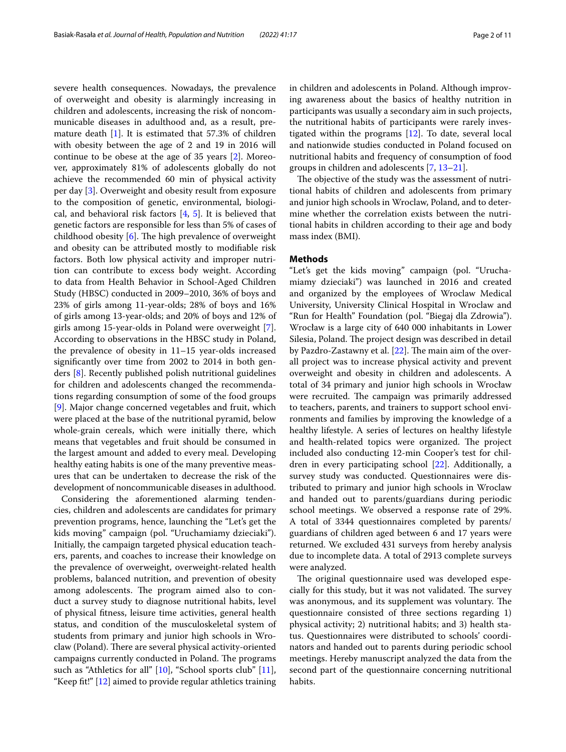severe health consequences. Nowadays, the prevalence of overweight and obesity is alarmingly increasing in children and adolescents, increasing the risk of noncommunicable diseases in adulthood and, as a result, premature death [1]. It is estimated that 57.3% of children with obesity between the age of 2 and 19 in 2016 will continue to be obese at the age of 35 years [2]. Moreover, approximately 81% of adolescents globally do not achieve the recommended 60 min of physical activity per day [3]. Overweight and obesity result from exposure to the composition of genetic, environmental, biological, and behavioral risk factors [4, 5]. It is believed that genetic factors are responsible for less than 5% of cases of childhood obesity [6]. The high prevalence of overweight and obesity can be attributed mostly to modifiable risk factors. Both low physical activity and improper nutrition can contribute to excess body weight. According to data from Health Behavior in School-Aged Children Study (HBSC) conducted in 2009–2010, 36% of boys and 23% of girls among 11-year-olds; 28% of boys and 16% of girls among 13-year-olds; and 20% of boys and 12% of girls among 15-year-olds in Poland were overweight [7]. According to observations in the HBSC study in Poland, the prevalence of obesity in 11–15 year-olds increased significantly over time from 2002 to 2014 in both genders [8]. Recently published polish nutritional guidelines for children and adolescents changed the recommendations regarding consumption of some of the food groups [9]. Major change concerned vegetables and fruit, which were placed at the base of the nutritional pyramid, below whole-grain cereals, which were initially there, which means that vegetables and fruit should be consumed in the largest amount and added to every meal. Developing healthy eating habits is one of the many preventive measures that can be undertaken to decrease the risk of the development of noncommunicable diseases in adulthood.

Considering the aforementioned alarming tendencies, children and adolescents are candidates for primary prevention programs, hence, launching the "Let's get the kids moving" campaign (pol. "Uruchamiamy dzieciaki"). Initially, the campaign targeted physical education teachers, parents, and coaches to increase their knowledge on the prevalence of overweight, overweight-related health problems, balanced nutrition, and prevention of obesity among adolescents. The program aimed also to conduct a survey study to diagnose nutritional habits, level of physical fitness, leisure time activities, general health status, and condition of the musculoskeletal system of students from primary and junior high schools in Wroclaw (Poland). There are several physical activity-oriented campaigns currently conducted in Poland. The programs such as "Athletics for all" [10], "School sports club" [11], "Keep fit!" [12] aimed to provide regular athletics training in children and adolescents in Poland. Although improving awareness about the basics of healthy nutrition in participants was usually a secondary aim in such projects, the nutritional habits of participants were rarely investigated within the programs [12]. To date, several local and nationwide studies conducted in Poland focused on nutritional habits and frequency of consumption of food groups in children and adolescents [7, 13–21].

The objective of the study was the assessment of nutritional habits of children and adolescents from primary and junior high schools in Wroclaw, Poland, and to determine whether the correlation exists between the nutritional habits in children according to their age and body mass index (BMI).

## Methods

"Let's get the kids moving" campaign (pol. "Uruchamiamy dzieciaki") was launched in 2016 and created and organized by the employees of Wroclaw Medical University, University Clinical Hospital in Wroclaw and "Run for Health" Foundation (pol. "Biegaj dla Zdrowia"). Wrocław is a large city of 640 000 inhabitants in Lower Silesia, Poland. The project design was described in detail by Pazdro-Zastawny et al. [22]. The main aim of the overall project was to increase physical activity and prevent overweight and obesity in children and adolescents. A total of 34 primary and junior high schools in Wrocław were recruited. The campaign was primarily addressed to teachers, parents, and trainers to support school environments and families by improving the knowledge of a healthy lifestyle. A series of lectures on healthy lifestyle and health-related topics were organized. The project included also conducting 12-min Cooper's test for children in every participating school [22]. Additionally, a survey study was conducted. Questionnaires were distributed to primary and junior high schools in Wroclaw and handed out to parents/guardians during periodic school meetings. We observed a response rate of 29%. A total of 3344 questionnaires completed by parents/guardians of children aged between 6 and 17 years were returned. We excluded 431 surveys from hereby analysis due to incomplete data. A total of 2913 complete surveys were analyzed.

The original questionnaire used was developed especially for this study, but it was not validated. The survey was anonymous, and its supplement was voluntary. The questionnaire consisted of three sections regarding 1) physical activity; 2) nutritional habits; and 3) health status. Questionnaires were distributed to schools' coordinators and handed out to parents during periodic school meetings. Hereby manuscript analyzed the data from the second part of the questionnaire concerning nutritional habits.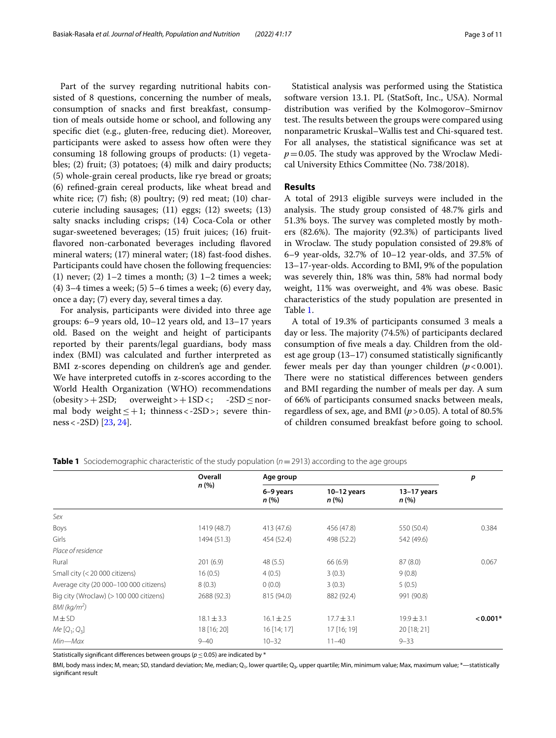Part of the survey regarding nutritional habits consisted of 8 questions, concerning the number of meals, consumption of snacks and first breakfast, consumption of meals outside home or school, and following any specific diet (e.g., gluten-free, reducing diet). Moreover, participants were asked to assess how often were they consuming 18 following groups of products: (1) vegetables; (2) fruit; (3) potatoes; (4) milk and dairy products; (5) whole-grain cereal products, like rye bread or groats; (6) refined-grain cereal products, like wheat bread and white rice; (7) fish; (8) poultry; (9) red meat; (10) charcuterie including sausages; (11) eggs; (12) sweets; (13) salty snacks including crisps; (14) Coca-Cola or other sugar-sweetened beverages; (15) fruit juices; (16) fruit-flavored non-carbonated beverages including flavored mineral waters; (17) mineral water; (18) fast-food dishes. Participants could have chosen the following frequencies: (1) never; (2) 1–2 times a month; (3) 1–2 times a week; (4) 3–4 times a week; (5) 5–6 times a week; (6) every day, once a day; (7) every day, several times a day.

For analysis, participants were divided into three age groups: 6–9 years old, 10–12 years old, and 13–17 years old. Based on the weight and height of participants reported by their parents/legal guardians, body mass index (BMI) was calculated and further interpreted as BMI z-scores depending on children's age and gender. We have interpreted cutoffs in z-scores according to the World Health Organization (WHO) recommendations (obesity > + 2SD; overweight > + 1SD < ; -2SD ≤ normal body weight ≤ + 1; thinness < -2SD > ; severe thinness < -2SD) [23, 24].

Statistical analysis was performed using the Statistica software version 13.1. PL (StatSoft, Inc., USA). Normal distribution was verified by the Kolmogorov–Smirnov test. The results between the groups were compared using nonparametric Kruskal–Wallis test and Chi-squared test. For all analyses, the statistical significance was set at $p = 0.05$. The study was approved by the Wroclaw Medical University Ethics Committee (No. 738/2018).

## Results

A total of 2913 eligible surveys were included in the analysis. The study group consisted of 48.7% girls and 51.3% boys. The survey was completed mostly by mothers (82.6%). The majority (92.3%) of participants lived in Wroclaw. The study population consisted of 29.8% of 6–9 year-olds, 32.7% of 10–12 year-olds, and 37.5% of 13–17-year-olds. According to BMI, 9% of the population was severely thin, 18% was thin, 58% had normal body weight, 11% was overweight, and 4% was obese. Basic characteristics of the study population are presented in Table 1.

A total of 19.3% of participants consumed 3 meals a day or less. The majority (74.5%) of participants declared consumption of five meals a day. Children from the oldest age group (13–17) consumed statistically significantly fewer meals per day than younger children ($p < 0.001$). There were no statistical differences between genders and BMI regarding the number of meals per day. A sum of 66% of participants consumed snacks between meals, regardless of sex, age, and BMI ($p > 0.05$). A total of 80.5% of children consumed breakfast before going to school.

**Table 1** Sociodemographic characteristic of the study population ($n = 2913$) according to the age groups

| | Overall *n* (%) | Age group | | | *p* |
|---|---|---|---|---|---|
| | | 6–9 years *n* (%) | 10–12 years *n* (%) | 13–17 years *n* (%) | |
| *Sex* | | | | | |
| Boys | 1419 (48.7) | 413 (47.6) | 456 (47.8) | 550 (50.4) | 0.384 |
| Girls | 1494 (51.3) | 454 (52.4) | 498 (52.2) | 542 (49.6) | |
| *Place of residence* | | | | | |
| Rural | 201 (6.9) | 48 (5.5) | 66 (6.9) | 87 (8.0) | 0.067 |
| Small city (< 20 000 citizens) | 16 (0.5) | 4 (0.5) | 3 (0.3) | 9 (0.8) | |
| Average city (20 000–100 000 citizens) | 8 (0.3) | 0 (0.0) | 3 (0.3) | 5 (0.5) | |
| Big city (Wroclaw) (> 100 000 citizens) | 2688 (92.3) | 815 (94.0) | 882 (92.4) | 991 (90.8) | |
| *BMI (kg/m$^2$)* | | | | | |
| M ± SD | 18.1 ± 3.3 | 16.1 ± 2.5 | 17.7 ± 3.1 | 19.9 ± 3.1 | **< 0.001*** |
| *Me [$Q_1$; $Q_3$]* | 18 [16; 20] | 16 [14; 17] | 17 [16; 19] | 20 [18; 21] | |
| *Min—Max* | 9–40 | 10–32 | 11–40 | 9–33 | |

Statistically significant differences between groups ($p \leq 0.05$) are indicated by *

BMI, body mass index; M, mean; SD, standard deviation; Me, median; $Q_1$, lower quartile; $Q_3$, upper quartile; Min, minimum value; Max, maximum value; *—statistically significant result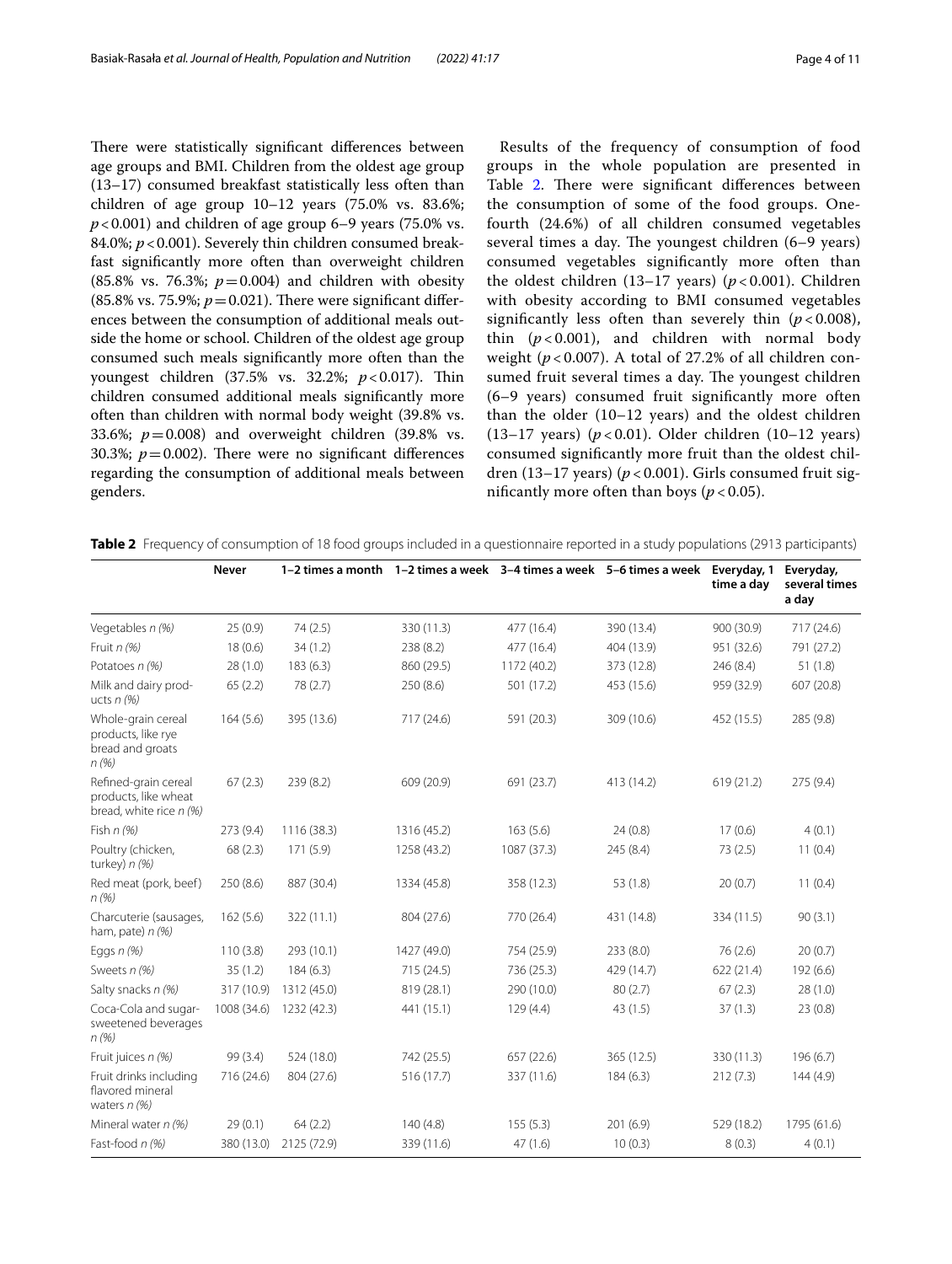There were statistically significant differences between age groups and BMI. Children from the oldest age group (13–17) consumed breakfast statistically less often than children of age group 10–12 years (75.0% vs. 83.6%; $p < 0.001$) and children of age group 6–9 years (75.0% vs. 84.0%; $p < 0.001$). Severely thin children consumed breakfast significantly more often than overweight children (85.8% vs. 76.3%; $p = 0.004$) and children with obesity (85.8% vs. 75.9%; $p = 0.021$). There were significant differences between the consumption of additional meals outside the home or school. Children of the oldest age group consumed such meals significantly more often than the youngest children (37.5% vs. 32.2%; $p < 0.017$). Thin children consumed additional meals significantly more often than children with normal body weight (39.8% vs. 33.6%; $p = 0.008$) and overweight children (39.8% vs. 30.3%; $p = 0.002$). There were no significant differences regarding the consumption of additional meals between genders.

Results of the frequency of consumption of food groups in the whole population are presented in Table 2. There were significant differences between the consumption of some of the food groups. One-fourth (24.6%) of all children consumed vegetables several times a day. The youngest children (6–9 years) consumed vegetables significantly more often than the oldest children (13–17 years) ($p < 0.001$). Children with obesity according to BMI consumed vegetables significantly less often than severely thin ($p < 0.008$), thin ($p < 0.001$), and children with normal body weight ($p < 0.007$). A total of 27.2% of all children consumed fruit several times a day. The youngest children (6–9 years) consumed fruit significantly more often than the older (10–12 years) and the oldest children (13–17 years) ($p < 0.01$). Older children (10–12 years) consumed significantly more fruit than the oldest children (13–17 years) ($p < 0.001$). Girls consumed fruit significantly more often than boys ($p < 0.05$).

**Table 2** Frequency of consumption of 18 food groups included in a questionnaire reported in a study populations (2913 participants)

| | Never | 1–2 times a month | 1–2 times a week | 3–4 times a week | 5–6 times a week | Everyday, 1 time a day | Everyday, several times a day |
|---|---|---|---|---|---|---|---|
| Vegetables *n (%)* | 25 (0.9) | 74 (2.5) | 330 (11.3) | 477 (16.4) | 390 (13.4) | 900 (30.9) | 717 (24.6) |
| Fruit *n (%)* | 18 (0.6) | 34 (1.2) | 238 (8.2) | 477 (16.4) | 404 (13.9) | 951 (32.6) | 791 (27.2) |
| Potatoes *n (%)* | 28 (1.0) | 183 (6.3) | 860 (29.5) | 1172 (40.2) | 373 (12.8) | 246 (8.4) | 51 (1.8) |
| Milk and dairy products *n (%)* | 65 (2.2) | 78 (2.7) | 250 (8.6) | 501 (17.2) | 453 (15.6) | 959 (32.9) | 607 (20.8) |
| Whole-grain cereal products, like rye bread and groats *n (%)* | 164 (5.6) | 395 (13.6) | 717 (24.6) | 591 (20.3) | 309 (10.6) | 452 (15.5) | 285 (9.8) |
| Refined-grain cereal products, like wheat bread, white rice *n (%)* | 67 (2.3) | 239 (8.2) | 609 (20.9) | 691 (23.7) | 413 (14.2) | 619 (21.2) | 275 (9.4) |
| Fish *n (%)* | 273 (9.4) | 1116 (38.3) | 1316 (45.2) | 163 (5.6) | 24 (0.8) | 17 (0.6) | 4 (0.1) |
| Poultry (chicken, turkey) *n (%)* | 68 (2.3) | 171 (5.9) | 1258 (43.2) | 1087 (37.3) | 245 (8.4) | 73 (2.5) | 11 (0.4) |
| Red meat (pork, beef) *n (%)* | 250 (8.6) | 887 (30.4) | 1334 (45.8) | 358 (12.3) | 53 (1.8) | 20 (0.7) | 11 (0.4) |
| Charcuterie (sausages, ham, pate) *n (%)* | 162 (5.6) | 322 (11.1) | 804 (27.6) | 770 (26.4) | 431 (14.8) | 334 (11.5) | 90 (3.1) |
| Eggs *n (%)* | 110 (3.8) | 293 (10.1) | 1427 (49.0) | 754 (25.9) | 233 (8.0) | 76 (2.6) | 20 (0.7) |
| Sweets *n (%)* | 35 (1.2) | 184 (6.3) | 715 (24.5) | 736 (25.3) | 429 (14.7) | 622 (21.4) | 192 (6.6) |
| Salty snacks *n (%)* | 317 (10.9) | 1312 (45.0) | 819 (28.1) | 290 (10.0) | 80 (2.7) | 67 (2.3) | 28 (1.0) |
| Coca-Cola and sugar-sweetened beverages *n (%)* | 1008 (34.6) | 1232 (42.3) | 441 (15.1) | 129 (4.4) | 43 (1.5) | 37 (1.3) | 23 (0.8) |
| Fruit juices *n (%)* | 99 (3.4) | 524 (18.0) | 742 (25.5) | 657 (22.6) | 365 (12.5) | 330 (11.3) | 196 (6.7) |
| Fruit drinks including flavored mineral waters *n (%)* | 716 (24.6) | 804 (27.6) | 516 (17.7) | 337 (11.6) | 184 (6.3) | 212 (7.3) | 144 (4.9) |
| Mineral water *n (%)* | 29 (0.1) | 64 (2.2) | 140 (4.8) | 155 (5.3) | 201 (6.9) | 529 (18.2) | 1795 (61.6) |
| Fast-food *n (%)* | 380 (13.0) | 2125 (72.9) | 339 (11.6) | 47 (1.6) | 10 (0.3) | 8 (0.3) | 4 (0.1) |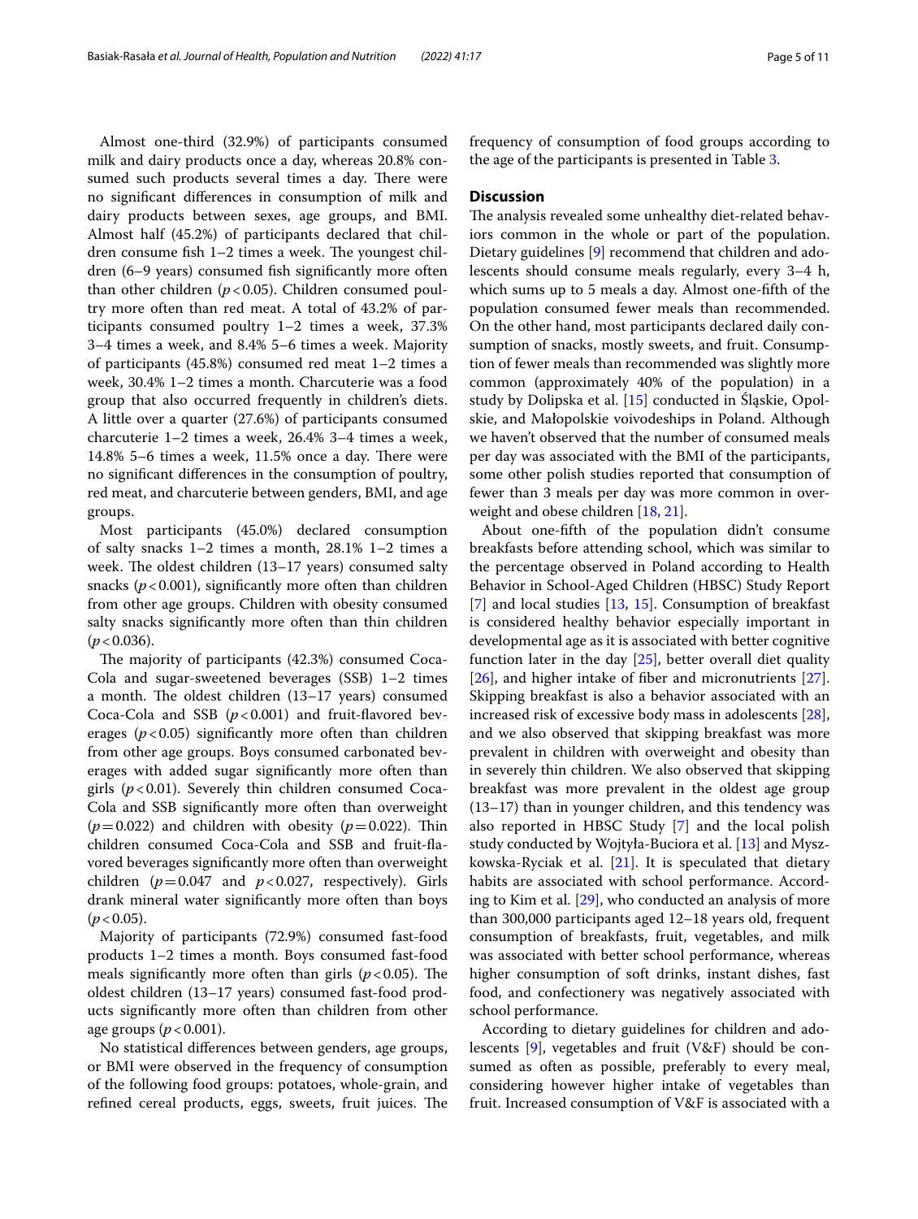Almost one-third (32.9%) of participants consumed milk and dairy products once a day, whereas 20.8% consumed such products several times a day. There were no significant differences in consumption of milk and dairy products between sexes, age groups, and BMI. Almost half (45.2%) of participants declared that children consume fish 1–2 times a week. The youngest children (6–9 years) consumed fish significantly more often than other children ($p < 0.05$). Children consumed poultry more often than red meat. A total of 43.2% of participants consumed poultry 1–2 times a week, 37.3% 3–4 times a week, and 8.4% 5–6 times a week. Majority of participants (45.8%) consumed red meat 1–2 times a week, 30.4% 1–2 times a month. Charcuterie was a food group that also occurred frequently in children's diets. A little over a quarter (27.6%) of participants consumed charcuterie 1–2 times a week, 26.4% 3–4 times a week, 14.8% 5–6 times a week, 11.5% once a day. There were no significant differences in the consumption of poultry, red meat, and charcuterie between genders, BMI, and age groups.

Most participants (45.0%) declared consumption of salty snacks 1–2 times a month, 28.1% 1–2 times a week. The oldest children (13–17 years) consumed salty snacks ($p < 0.001$), significantly more often than children from other age groups. Children with obesity consumed salty snacks significantly more often than thin children ($p < 0.036$).

The majority of participants (42.3%) consumed Coca-Cola and sugar-sweetened beverages (SSB) 1–2 times a month. The oldest children (13–17 years) consumed Coca-Cola and SSB ($p < 0.001$) and fruit-flavored beverages ($p < 0.05$) significantly more often than children from other age groups. Boys consumed carbonated beverages with added sugar significantly more often than girls ($p < 0.01$). Severely thin children consumed Coca-Cola and SSB significantly more often than overweight ($p = 0.022$) and children with obesity ($p = 0.022$). Thin children consumed Coca-Cola and SSB and fruit-flavored beverages significantly more often than overweight children ($p = 0.047$ and $p < 0.027$, respectively). Girls drank mineral water significantly more often than boys ($p < 0.05$).

Majority of participants (72.9%) consumed fast-food products 1–2 times a month. Boys consumed fast-food meals significantly more often than girls ($p < 0.05$). The oldest children (13–17 years) consumed fast-food products significantly more often than children from other age groups ($p < 0.001$).

No statistical differences between genders, age groups, or BMI were observed in the frequency of consumption of the following food groups: potatoes, whole-grain, and refined cereal products, eggs, sweets, fruit juices. The frequency of consumption of food groups according to the age of the participants is presented in Table 3.

## Discussion

The analysis revealed some unhealthy diet-related behaviors common in the whole or part of the population. Dietary guidelines [9] recommend that children and adolescents should consume meals regularly, every 3–4 h, which sums up to 5 meals a day. Almost one-fifth of the population consumed fewer meals than recommended. On the other hand, most participants declared daily consumption of snacks, mostly sweets, and fruit. Consumption of fewer meals than recommended was slightly more common (approximately 40% of the population) in a study by Dolipska et al. [15] conducted in Śląskie, Opolskie, and Małopolskie voivodeships in Poland. Although we haven't observed that the number of consumed meals per day was associated with the BMI of the participants, some other polish studies reported that consumption of fewer than 3 meals per day was more common in overweight and obese children [18, 21].

About one-fifth of the population didn't consume breakfasts before attending school, which was similar to the percentage observed in Poland according to Health Behavior in School-Aged Children (HBSC) Study Report [7] and local studies [13, 15]. Consumption of breakfast is considered healthy behavior especially important in developmental age as it is associated with better cognitive function later in the day [25], better overall diet quality [26], and higher intake of fiber and micronutrients [27]. Skipping breakfast is also a behavior associated with an increased risk of excessive body mass in adolescents [28], and we also observed that skipping breakfast was more prevalent in children with overweight and obesity than in severely thin children. We also observed that skipping breakfast was more prevalent in the oldest age group (13–17) than in younger children, and this tendency was also reported in HBSC Study [7] and the local polish study conducted by Wojtyła-Buciora et al. [13] and Myszkowska-Ryciak et al. [21]. It is speculated that dietary habits are associated with school performance. According to Kim et al. [29], who conducted an analysis of more than 300,000 participants aged 12–18 years old, frequent consumption of breakfasts, fruit, vegetables, and milk was associated with better school performance, whereas higher consumption of soft drinks, instant dishes, fast food, and confectionery was negatively associated with school performance.

According to dietary guidelines for children and adolescents [9], vegetables and fruit (V&F) should be consumed as often as possible, preferably to every meal, considering however higher intake of vegetables than fruit. Increased consumption of V&F is associated with a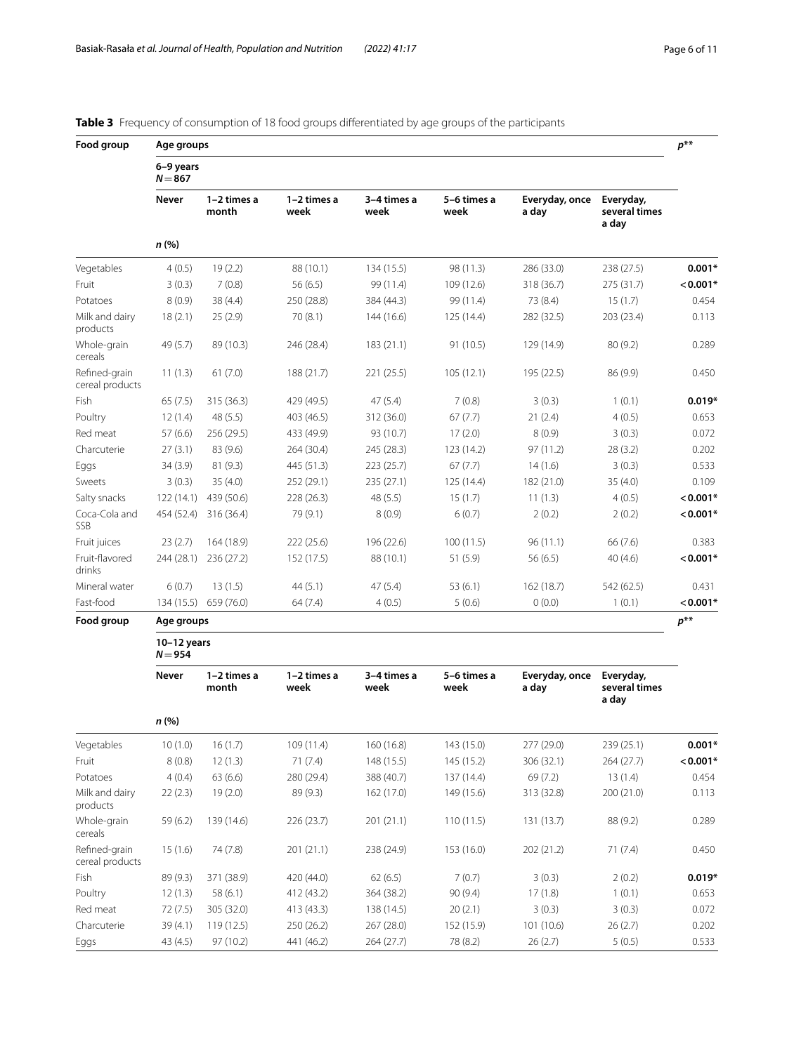**Table 3** Frequency of consumption of 18 food groups differentiated by age groups of the participants

| Food group | Age groups | | | | | | | $p$** |
|---|---|---|---|---|---|---|---|---|
| | 6–9 years $N=867$ | | | | | | | |
| | **Never** | **1–2 times a month** | **1–2 times a week** | **3–4 times a week** | **5–6 times a week** | **Everyday, once a day** | **Everyday, several times a day** | |
| | ***n*** **(%)** | | | | | | | |
| Vegetables | 4 (0.5) | 19 (2.2) | 88 (10.1) | 134 (15.5) | 98 (11.3) | 286 (33.0) | 238 (27.5) | **0.001*** |
| Fruit | 3 (0.3) | 7 (0.8) | 56 (6.5) | 99 (11.4) | 109 (12.6) | 318 (36.7) | 275 (31.7) | **< 0.001*** |
| Potatoes | 8 (0.9) | 38 (4.4) | 250 (28.8) | 384 (44.3) | 99 (11.4) | 73 (8.4) | 15 (1.7) | 0.454 |
| Milk and dairy products | 18 (2.1) | 25 (2.9) | 70 (8.1) | 144 (16.6) | 125 (14.4) | 282 (32.5) | 203 (23.4) | 0.113 |
| Whole-grain cereals | 49 (5.7) | 89 (10.3) | 246 (28.4) | 183 (21.1) | 91 (10.5) | 129 (14.9) | 80 (9.2) | 0.289 |
| Refined-grain cereal products | 11 (1.3) | 61 (7.0) | 188 (21.7) | 221 (25.5) | 105 (12.1) | 195 (22.5) | 86 (9.9) | 0.450 |
| Fish | 65 (7.5) | 315 (36.3) | 429 (49.5) | 47 (5.4) | 7 (0.8) | 3 (0.3) | 1 (0.1) | **0.019*** |
| Poultry | 12 (1.4) | 48 (5.5) | 403 (46.5) | 312 (36.0) | 67 (7.7) | 21 (2.4) | 4 (0.5) | 0.653 |
| Red meat | 57 (6.6) | 256 (29.5) | 433 (49.9) | 93 (10.7) | 17 (2.0) | 8 (0.9) | 3 (0.3) | 0.072 |
| Charcuterie | 27 (3.1) | 83 (9.6) | 264 (30.4) | 245 (28.3) | 123 (14.2) | 97 (11.2) | 28 (3.2) | 0.202 |
| Eggs | 34 (3.9) | 81 (9.3) | 445 (51.3) | 223 (25.7) | 67 (7.7) | 14 (1.6) | 3 (0.3) | 0.533 |
| Sweets | 3 (0.3) | 35 (4.0) | 252 (29.1) | 235 (27.1) | 125 (14.4) | 182 (21.0) | 35 (4.0) | 0.109 |
| Salty snacks | 122 (14.1) | 439 (50.6) | 228 (26.3) | 48 (5.5) | 15 (1.7) | 11 (1.3) | 4 (0.5) | **< 0.001*** |
| Coca-Cola and SSB | 454 (52.4) | 316 (36.4) | 79 (9.1) | 8 (0.9) | 6 (0.7) | 2 (0.2) | 2 (0.2) | **< 0.001*** |
| Fruit juices | 23 (2.7) | 164 (18.9) | 222 (25.6) | 196 (22.6) | 100 (11.5) | 96 (11.1) | 66 (7.6) | 0.383 |
| Fruit-flavored drinks | 244 (28.1) | 236 (27.2) | 152 (17.5) | 88 (10.1) | 51 (5.9) | 56 (6.5) | 40 (4.6) | **< 0.001*** |
| Mineral water | 6 (0.7) | 13 (1.5) | 44 (5.1) | 47 (5.4) | 53 (6.1) | 162 (18.7) | 542 (62.5) | 0.431 |
| Fast-food | 134 (15.5) | 659 (76.0) | 64 (7.4) | 4 (0.5) | 5 (0.6) | 0 (0.0) | 1 (0.1) | **< 0.001*** |
| **Food group** | **Age groups** | | | | | | | $p$** |
| | 10–12 years $N=954$ | | | | | | | |
| | **Never** | **1–2 times a month** | **1–2 times a week** | **3–4 times a week** | **5–6 times a week** | **Everyday, once a day** | **Everyday, several times a day** | |
| | ***n*** **(%)** | | | | | | | |
| Vegetables | 10 (1.0) | 16 (1.7) | 109 (11.4) | 160 (16.8) | 143 (15.0) | 277 (29.0) | 239 (25.1) | **0.001*** |
| Fruit | 8 (0.8) | 12 (1.3) | 71 (7.4) | 148 (15.5) | 145 (15.2) | 306 (32.1) | 264 (27.7) | **< 0.001*** |
| Potatoes | 4 (0.4) | 63 (6.6) | 280 (29.4) | 388 (40.7) | 137 (14.4) | 69 (7.2) | 13 (1.4) | 0.454 |
| Milk and dairy products | 22 (2.3) | 19 (2.0) | 89 (9.3) | 162 (17.0) | 149 (15.6) | 313 (32.8) | 200 (21.0) | 0.113 |
| Whole-grain cereals | 59 (6.2) | 139 (14.6) | 226 (23.7) | 201 (21.1) | 110 (11.5) | 131 (13.7) | 88 (9.2) | 0.289 |
| Refined-grain cereal products | 15 (1.6) | 74 (7.8) | 201 (21.1) | 238 (24.9) | 153 (16.0) | 202 (21.2) | 71 (7.4) | 0.450 |
| Fish | 89 (9.3) | 371 (38.9) | 420 (44.0) | 62 (6.5) | 7 (0.7) | 3 (0.3) | 2 (0.2) | **0.019*** |
| Poultry | 12 (1.3) | 58 (6.1) | 412 (43.2) | 364 (38.2) | 90 (9.4) | 17 (1.8) | 1 (0.1) | 0.653 |
| Red meat | 72 (7.5) | 305 (32.0) | 413 (43.3) | 138 (14.5) | 20 (2.1) | 3 (0.3) | 3 (0.3) | 0.072 |
| Charcuterie | 39 (4.1) | 119 (12.5) | 250 (26.2) | 267 (28.0) | 152 (15.9) | 101 (10.6) | 26 (2.7) | 0.202 |
| Eggs | 43 (4.5) | 97 (10.2) | 441 (46.2) | 264 (27.7) | 78 (8.2) | 26 (2.7) | 5 (0.5) | 0.533 |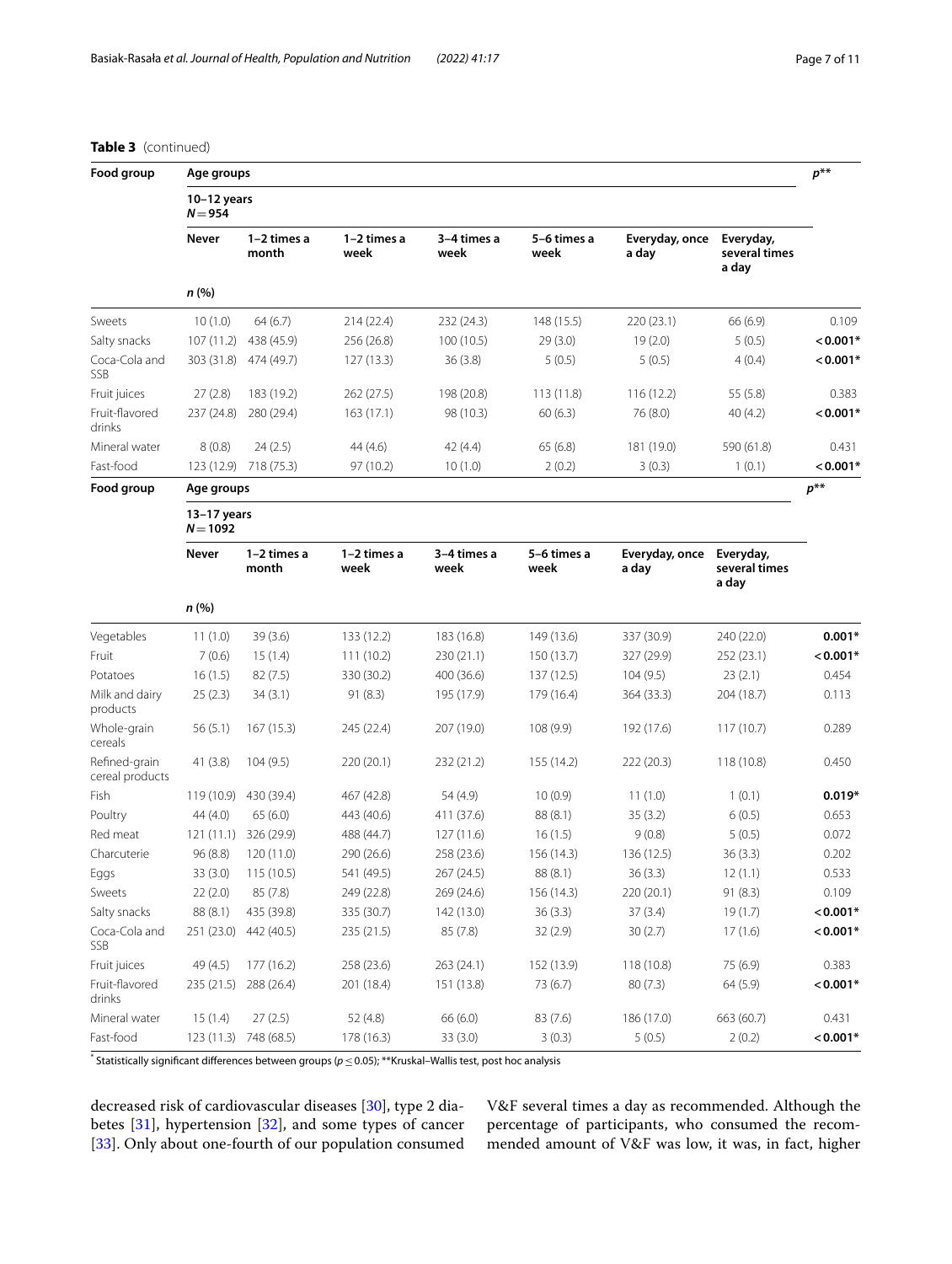**Table 3** (continued)

| Food group | Age groups | | | | | | | $p$** |
|---|---|---|---|---|---|---|---|---|
| | 10–12 years $N=954$ | | | | | | | |
| | Never | 1–2 times a month | 1–2 times a week | 3–4 times a week | 5–6 times a week | Everyday, once a day | Everyday, several times a day | |
| | n (%) | | | | | | | |
| Sweets | 10 (1.0) | 64 (6.7) | 214 (22.4) | 232 (24.3) | 148 (15.5) | 220 (23.1) | 66 (6.9) | 0.109 |
| Salty snacks | 107 (11.2) | 438 (45.9) | 256 (26.8) | 100 (10.5) | 29 (3.0) | 19 (2.0) | 5 (0.5) | **< 0.001*** |
| Coca-Cola and SSB | 303 (31.8) | 474 (49.7) | 127 (13.3) | 36 (3.8) | 5 (0.5) | 5 (0.5) | 4 (0.4) | **< 0.001*** |
| Fruit juices | 27 (2.8) | 183 (19.2) | 262 (27.5) | 198 (20.8) | 113 (11.8) | 116 (12.2) | 55 (5.8) | 0.383 |
| Fruit-flavored drinks | 237 (24.8) | 280 (29.4) | 163 (17.1) | 98 (10.3) | 60 (6.3) | 76 (8.0) | 40 (4.2) | **< 0.001*** |
| Mineral water | 8 (0.8) | 24 (2.5) | 44 (4.6) | 42 (4.4) | 65 (6.8) | 181 (19.0) | 590 (61.8) | 0.431 |
| Fast-food | 123 (12.9) | 718 (75.3) | 97 (10.2) | 10 (1.0) | 2 (0.2) | 3 (0.3) | 1 (0.1) | **< 0.001*** |
| **Food group** | **Age groups** | | | | | | | **$p$**** |
| | 13–17 years $N=1092$ | | | | | | | |
| | Never | 1–2 times a month | 1–2 times a week | 3–4 times a week | 5–6 times a week | Everyday, once a day | Everyday, several times a day | |
| | n (%) | | | | | | | |
| Vegetables | 11 (1.0) | 39 (3.6) | 133 (12.2) | 183 (16.8) | 149 (13.6) | 337 (30.9) | 240 (22.0) | **0.001*** |
| Fruit | 7 (0.6) | 15 (1.4) | 111 (10.2) | 230 (21.1) | 150 (13.7) | 327 (29.9) | 252 (23.1) | **< 0.001*** |
| Potatoes | 16 (1.5) | 82 (7.5) | 330 (30.2) | 400 (36.6) | 137 (12.5) | 104 (9.5) | 23 (2.1) | 0.454 |
| Milk and dairy products | 25 (2.3) | 34 (3.1) | 91 (8.3) | 195 (17.9) | 179 (16.4) | 364 (33.3) | 204 (18.7) | 0.113 |
| Whole-grain cereals | 56 (5.1) | 167 (15.3) | 245 (22.4) | 207 (19.0) | 108 (9.9) | 192 (17.6) | 117 (10.7) | 0.289 |
| Refined-grain cereal products | 41 (3.8) | 104 (9.5) | 220 (20.1) | 232 (21.2) | 155 (14.2) | 222 (20.3) | 118 (10.8) | 0.450 |
| Fish | 119 (10.9) | 430 (39.4) | 467 (42.8) | 54 (4.9) | 10 (0.9) | 11 (1.0) | 1 (0.1) | **0.019*** |
| Poultry | 44 (4.0) | 65 (6.0) | 443 (40.6) | 411 (37.6) | 88 (8.1) | 35 (3.2) | 6 (0.5) | 0.653 |
| Red meat | 121 (11.1) | 326 (29.9) | 488 (44.7) | 127 (11.6) | 16 (1.5) | 9 (0.8) | 5 (0.5) | 0.072 |
| Charcuterie | 96 (8.8) | 120 (11.0) | 290 (26.6) | 258 (23.6) | 156 (14.3) | 136 (12.5) | 36 (3.3) | 0.202 |
| Eggs | 33 (3.0) | 115 (10.5) | 541 (49.5) | 267 (24.5) | 88 (8.1) | 36 (3.3) | 12 (1.1) | 0.533 |
| Sweets | 22 (2.0) | 85 (7.8) | 249 (22.8) | 269 (24.6) | 156 (14.3) | 220 (20.1) | 91 (8.3) | 0.109 |
| Salty snacks | 88 (8.1) | 435 (39.8) | 335 (30.7) | 142 (13.0) | 36 (3.3) | 37 (3.4) | 19 (1.7) | **< 0.001*** |
| Coca-Cola and SSB | 251 (23.0) | 442 (40.5) | 235 (21.5) | 85 (7.8) | 32 (2.9) | 30 (2.7) | 17 (1.6) | **< 0.001*** |
| Fruit juices | 49 (4.5) | 177 (16.2) | 258 (23.6) | 263 (24.1) | 152 (13.9) | 118 (10.8) | 75 (6.9) | 0.383 |
| Fruit-flavored drinks | 235 (21.5) | 288 (26.4) | 201 (18.4) | 151 (13.8) | 73 (6.7) | 80 (7.3) | 64 (5.9) | **< 0.001*** |
| Mineral water | 15 (1.4) | 27 (2.5) | 52 (4.8) | 66 (6.0) | 83 (7.6) | 186 (17.0) | 663 (60.7) | 0.431 |
| Fast-food | 123 (11.3) | 748 (68.5) | 178 (16.3) | 33 (3.0) | 3 (0.3) | 5 (0.5) | 2 (0.2) | **< 0.001*** |

* Statistically significant differences between groups ($p \leq 0.05$); **Kruskal–Wallis test, post hoc analysis

decreased risk of cardiovascular diseases [30], type 2 diabetes [31], hypertension [32], and some types of cancer [33]. Only about one-fourth of our population consumed V&F several times a day as recommended. Although the percentage of participants, who consumed the recommended amount of V&F was low, it was, in fact, higher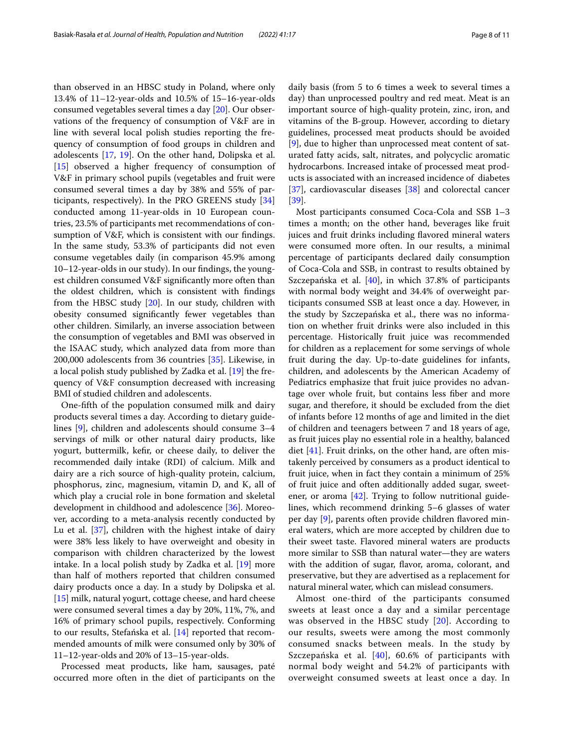than observed in an HBSC study in Poland, where only 13.4% of 11–12-year-olds and 10.5% of 15–16-year-olds consumed vegetables several times a day [20]. Our observations of the frequency of consumption of V&F are in line with several local polish studies reporting the frequency of consumption of food groups in children and adolescents [17, 19]. On the other hand, Dolipska et al. [15] observed a higher frequency of consumption of V&F in primary school pupils (vegetables and fruit were consumed several times a day by 38% and 55% of participants, respectively). In the PRO GREENS study [34] conducted among 11-year-olds in 10 European countries, 23.5% of participants met recommendations of consumption of V&F, which is consistent with our findings. In the same study, 53.3% of participants did not even consume vegetables daily (in comparison 45.9% among 10–12-year-olds in our study). In our findings, the youngest children consumed V&F significantly more often than the oldest children, which is consistent with findings from the HBSC study [20]. In our study, children with obesity consumed significantly fewer vegetables than other children. Similarly, an inverse association between the consumption of vegetables and BMI was observed in the ISAAC study, which analyzed data from more than 200,000 adolescents from 36 countries [35]. Likewise, in a local polish study published by Zadka et al. [19] the frequency of V&F consumption decreased with increasing BMI of studied children and adolescents.

One-fifth of the population consumed milk and dairy products several times a day. According to dietary guidelines [9], children and adolescents should consume 3–4 servings of milk or other natural dairy products, like yogurt, buttermilk, kefir, or cheese daily, to deliver the recommended daily intake (RDI) of calcium. Milk and dairy are a rich source of high-quality protein, calcium, phosphorus, zinc, magnesium, vitamin D, and K, all of which play a crucial role in bone formation and skeletal development in childhood and adolescence [36]. Moreover, according to a meta-analysis recently conducted by Lu et al. [37], children with the highest intake of dairy were 38% less likely to have overweight and obesity in comparison with children characterized by the lowest intake. In a local polish study by Zadka et al. [19] more than half of mothers reported that children consumed dairy products once a day. In a study by Dolipska et al. [15] milk, natural yogurt, cottage cheese, and hard cheese were consumed several times a day by 20%, 11%, 7%, and 16% of primary school pupils, respectively. Conforming to our results, Stefańska et al. [14] reported that recommended amounts of milk were consumed only by 30% of 11–12-year-olds and 20% of 13–15-year-olds.

Processed meat products, like ham, sausages, paté occurred more often in the diet of participants on the daily basis (from 5 to 6 times a week to several times a day) than unprocessed poultry and red meat. Meat is an important source of high-quality protein, zinc, iron, and vitamins of the B-group. However, according to dietary guidelines, processed meat products should be avoided [9], due to higher than unprocessed meat content of saturated fatty acids, salt, nitrates, and polycyclic aromatic hydrocarbons. Increased intake of processed meat products is associated with an increased incidence of diabetes [37], cardiovascular diseases [38] and colorectal cancer [39].

Most participants consumed Coca-Cola and SSB 1–3 times a month; on the other hand, beverages like fruit juices and fruit drinks including flavored mineral waters were consumed more often. In our results, a minimal percentage of participants declared daily consumption of Coca-Cola and SSB, in contrast to results obtained by Szczepańska et al. [40], in which 37.8% of participants with normal body weight and 34.4% of overweight participants consumed SSB at least once a day. However, in the study by Szczepańska et al., there was no information on whether fruit drinks were also included in this percentage. Historically fruit juice was recommended for children as a replacement for some servings of whole fruit during the day. Up-to-date guidelines for infants, children, and adolescents by the American Academy of Pediatrics emphasize that fruit juice provides no advantage over whole fruit, but contains less fiber and more sugar, and therefore, it should be excluded from the diet of infants before 12 months of age and limited in the diet of children and teenagers between 7 and 18 years of age, as fruit juices play no essential role in a healthy, balanced diet [41]. Fruit drinks, on the other hand, are often mistakenly perceived by consumers as a product identical to fruit juice, when in fact they contain a minimum of 25% of fruit juice and often additionally added sugar, sweetener, or aroma [42]. Trying to follow nutritional guidelines, which recommend drinking 5–6 glasses of water per day [9], parents often provide children flavored mineral waters, which are more accepted by children due to their sweet taste. Flavored mineral waters are products more similar to SSB than natural water—they are waters with the addition of sugar, flavor, aroma, colorant, and preservative, but they are advertised as a replacement for natural mineral water, which can mislead consumers.

Almost one-third of the participants consumed sweets at least once a day and a similar percentage was observed in the HBSC study [20]. According to our results, sweets were among the most commonly consumed snacks between meals. In the study by Szczepańska et al. [40], 60.6% of participants with normal body weight and 54.2% of participants with overweight consumed sweets at least once a day. In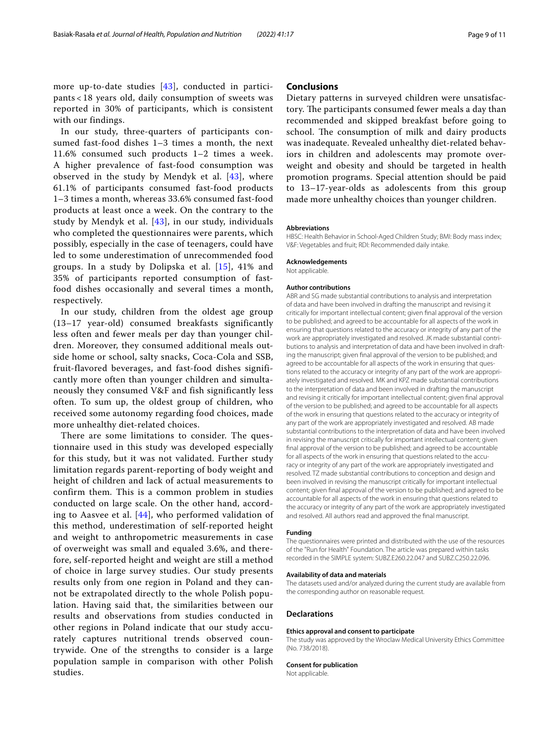more up-to-date studies [43], conducted in participants < 18 years old, daily consumption of sweets was reported in 30% of participants, which is consistent with our findings.

In our study, three-quarters of participants consumed fast-food dishes 1–3 times a month, the next 11.6% consumed such products 1–2 times a week. A higher prevalence of fast-food consumption was observed in the study by Mendyk et al. [43], where 61.1% of participants consumed fast-food products 1–3 times a month, whereas 33.6% consumed fast-food products at least once a week. On the contrary to the study by Mendyk et al. [43], in our study, individuals who completed the questionnaires were parents, which possibly, especially in the case of teenagers, could have led to some underestimation of unrecommended food groups. In a study by Dolipska et al. [15], 41% and 35% of participants reported consumption of fast-food dishes occasionally and several times a month, respectively.

In our study, children from the oldest age group (13–17 year-old) consumed breakfasts significantly less often and fewer meals per day than younger children. Moreover, they consumed additional meals outside home or school, salty snacks, Coca-Cola and SSB, fruit-flavored beverages, and fast-food dishes significantly more often than younger children and simultaneously they consumed V&F and fish significantly less often. To sum up, the oldest group of children, who received some autonomy regarding food choices, made more unhealthy diet-related choices.

There are some limitations to consider. The questionnaire used in this study was developed especially for this study, but it was not validated. Further study limitation regards parent-reporting of body weight and height of children and lack of actual measurements to confirm them. This is a common problem in studies conducted on large scale. On the other hand, according to Aasvee et al. [44], who performed validation of this method, underestimation of self-reported height and weight to anthropometric measurements in case of overweight was small and equaled 3.6%, and therefore, self-reported height and weight are still a method of choice in large survey studies. Our study presents results only from one region in Poland and they cannot be extrapolated directly to the whole Polish population. Having said that, the similarities between our results and observations from studies conducted in other regions in Poland indicate that our study accurately captures nutritional trends observed countrywide. One of the strengths to consider is a large population sample in comparison with other Polish studies.

## Conclusions

Dietary patterns in surveyed children were unsatisfactory. The participants consumed fewer meals a day than recommended and skipped breakfast before going to school. The consumption of milk and dairy products was inadequate. Revealed unhealthy diet-related behaviors in children and adolescents may promote overweight and obesity and should be targeted in health promotion programs. Special attention should be paid to 13–17-year-olds as adolescents from this group made more unhealthy choices than younger children.

#### Abbreviations

HBSC: Health Behavior in School-Aged Children Study; BMI: Body mass index; V&F: Vegetables and fruit; RDI: Recommended daily intake.

#### Acknowledgements

Not applicable.

#### Author contributions

ABR and SG made substantial contributions to analysis and interpretation of data and have been involved in drafting the manuscript and revising it critically for important intellectual content; given final approval of the version to be published; and agreed to be accountable for all aspects of the work in ensuring that questions related to the accuracy or integrity of any part of the work are appropriately investigated and resolved. JK made substantial contributions to analysis and interpretation of data and have been involved in drafting the manuscript; given final approval of the version to be published; and agreed to be accountable for all aspects of the work in ensuring that questions related to the accuracy or integrity of any part of the work are appropriately investigated and resolved. MK and KPZ made substantial contributions to the interpretation of data and been involved in drafting the manuscript and revising it critically for important intellectual content; given final approval of the version to be published; and agreed to be accountable for all aspects of the work in ensuring that questions related to the accuracy or integrity of any part of the work are appropriately investigated and resolved. AB made substantial contributions to the interpretation of data and have been involved in revising the manuscript critically for important intellectual content; given final approval of the version to be published; and agreed to be accountable for all aspects of the work in ensuring that questions related to the accuracy or integrity of any part of the work are appropriately investigated and resolved. TZ made substantial contributions to conception and design and been involved in revising the manuscript critically for important intellectual content; given final approval of the version to be published; and agreed to be accountable for all aspects of the work in ensuring that questions related to the accuracy or integrity of any part of the work are appropriately investigated and resolved. All authors read and approved the final manuscript.

#### Funding

The questionnaires were printed and distributed with the use of the resources of the "Run for Health" Foundation. The article was prepared within tasks recorded in the SIMPLE system: SUBZ.E260.22.047 and SUBZ.C250.22.096.

#### Availability of data and materials

The datasets used and/or analyzed during the current study are available from the corresponding author on reasonable request.

### Declarations

#### Ethics approval and consent to participate

The study was approved by the Wroclaw Medical University Ethics Committee (No. 738/2018).

#### Consent for publication

Not applicable.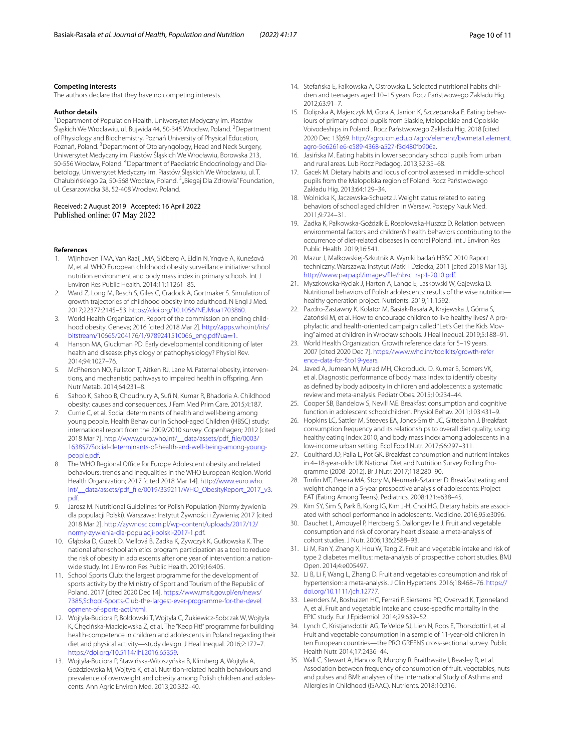**Competing interests**

The authors declare that they have no competing interests.

**Author details**

[1]Department of Population Health, Uniwersytet Medyczny im. Piastów Śląskich We Wrocławiu, ul. Bujwida 44, 50-345 Wrocław, Poland. [2]Department of Physiology and Biochemistry, Poznań University of Physical Education, Poznań, Poland. [3]Department of Otolaryngology, Head and Neck Surgery, Uniwersytet Medyczny im. Piastów Śląskich We Wrocławiu, Borowska 213, 50-556 Wrocław, Poland. [4]Department of Paediatric Endocrinology and Diabetology, Uniwersytet Medyczny im. Piastów Śląskich We Wrocławiu, ul. T. Chałubińskiego 2a, 50-568 Wrocław, Poland. [5]„Biegaj Dla Zdrowia" Foundation, ul. Cesarzowicka 38, 52-408 Wrocław, Poland.

Received: 2 August 2019 Accepted: 16 April 2022
Published online: 07 May 2022

**References**

1. Wijnhoven TMA, Van Raaij JMA, Sjöberg A, Eldin N, Yngve A, Kunešová M, et al. WHO European childhood obesity surveillance initiative: school nutrition environment and body mass index in primary schools. Int J Environ Res Public Health. 2014;11:11261–85.
2. Ward Z, Long M, Resch S, Giles C, Cradock A, Gortmaker S. Simulation of growth trajectories of childhood obesity into adulthood. N Engl J Med. 2017;22377:2145–53. https://doi.org/10.1056/NEJMoa1703860.
3. World Health Organization. Report of the commission on ending childhood obesity. Geneva; 2016 [cited 2018 Mar 2]. http://apps.who.int/iris/bitstream/10665/204176/1/9789241510066_eng.pdf?ua=1.
4. Hanson MA, Gluckman PD. Early developmental conditioning of later health and disease: physiology or pathophysiology? Physiol Rev. 2014;94:1027–76.
5. McPherson NO, Fullston T, Aitken RJ, Lane M. Paternal obesity, interventions, and mechanistic pathways to impaired health in offspring. Ann Nutr Metab. 2014;64:231–8.
6. Sahoo K, Sahoo B, Choudhury A, Sufi N, Kumar R, Bhadoria A. Childhood obesity: causes and consequences. J Fam Med Prim Care. 2015;4:187.
7. Currie C, et al. Social determinants of health and well-being among young people. Health Behaviour in School-aged Children (HBSC) study: international report from the 2009/2010 survey. Copenhagen; 2012 [cited 2018 Mar 7]. http://www.euro.who.int/__data/assets/pdf_file/0003/163857/Social-determinants-of-health-and-well-being-among-young-people.pdf.
8. The WHO Regional Office for Europe Adolescent obesity and related behaviours: trends and inequalities in the WHO European Region. World Health Organization; 2017 [cited 2018 Mar 14]. http://www.euro.who.int/__data/assets/pdf_file/0019/339211/WHO_ObesityReport_2017_v3.pdf.
9. Jarosz M. Nutritional Guidelines for Polish Population (Normy żywienia dla populacji Polski). Warszawa: Instytut Żywności i Żywienia; 2017 [cited 2018 Mar 2]. http://zywnosc.com.pl/wp-content/uploads/2017/12/normy-zywienia-dla-populacji-polski-2017-1.pdf.
10. Głąbska D, Guzek D, Mellová B, Zadka K, Żywczyk K, Gutkowska K. The national after-school athletics program participation as a tool to reduce the risk of obesity in adolescents after one year of intervention: a nationwide study. Int J Environ Res Public Health. 2019;16:405.
11. School Sports Club: the largest programme for the development of sports activity by the Ministry of Sport and Tourism of the Republic of Poland. 2017 [cited 2020 Dec 14]. https://www.msit.gov.pl/en/news/7385,School-Sports-Club-the-largest-ever-programme-for-the-development-of-sports-acti.html.
12. Wojtyła-Buciora P, Bołdowski T, Wojtyła C, Żukiewicz-Sobczak W, Wojtyła K, Chęcińska-Maciejewska Z, et al. The "Keep Fit!" programme for building health-competence in children and adolescents in Poland regarding their diet and physical activity—study design. J Heal Inequal. 2016;2:172–7. https://doi.org/10.5114/jhi.2016.65359.
13. Wojtyła-Buciora P, Stawińska-Witoszyńska B, Klimberg A, Wojtyła A, Goździewska M, Wojtyła K, et al. Nutrition-related health behaviours and prevalence of overweight and obesity among Polish children and adolescents. Ann Agric Environ Med. 2013;20:332–40.
14. Stefańska E, Falkowska A, Ostrowska L. Selected nutritional habits children and teenagers aged 10–15 years. Rocz Państwowego Zakładu Hig. 2012;63:91–7.
15. Dolipska A, Majerczyk M, Gora A, Janion K, Szczepanska E. Eating behaviours of primary school pupils from Slaskie, Malopolskie and Opolskie Voivodeships in Poland . Rocz Państwowego Zakładu Hig. 2018 [cited 2020 Dec 13];69. http://agro.icm.edu.pl/agro/element/bwmeta1.element.agro-5e6261e6-e589-4368-a527-f3d480fb906a.
16. Jasińska M. Eating habits in lower secondary school pupils from urban and rural areas. Lub Rocz Pedagog. 2013;32:35–68.
17. Gacek M. Dietary habits and locus of control assessed in middle-school pupils from the Malopolska region of Poland. Rocz Państwowego Zakładu Hig. 2013;64:129–34.
18. Wolnicka K, Jaczewska-Schuetz J. Weight status related to eating behaviors of school aged children in Warsaw. Postępy Nauk Med. 2011;9:724–31.
19. Zadka K, Pałkowska-Goździk E, Rosołowska-Huszcz D. Relation between environmental factors and children's health behaviors contributing to the occurrence of diet-related diseases in central Poland. Int J Environ Res Public Health. 2019;16:541.
20. Mazur J, Małkowskiej-Szkutnik A. Wyniki badań HBSC 2010 Raport techniczny. Warszawa: Instytut Matki i Dziecka; 2011 [cited 2018 Mar 13]. http://www.parpa.pl/images/file/hbsc_rap1-2010.pdf.
21. Myszkowska-Ryciak J, Harton A, Lange E, Laskowski W, Gajewska D. Nutritional behaviors of Polish adolescents: results of the wise nutrition—healthy generation project. Nutrients. 2019;11:1592.
22. Pazdro-Zastawny K, Kolator M, Basiak-Rasała A, Krajewska J, Górna S, Zatoński M, et al. How to encourage children to live healthy lives? A prophylactic and health-oriented campaign called "Let's Get the Kids Moving" aimed at children in Wrocław schools. J Heal Inequal. 2019;5:188–91.
23. World Health Organization. Growth reference data for 5–19 years. 2007 [cited 2020 Dec 7]. https://www.who.int/toolkits/growth-reference-data-for-5to19-years.
24. Javed A, Jumean M, Murad MH, Okorodudu D, Kumar S, Somers VK, et al. Diagnostic performance of body mass index to identify obesity as defined by body adiposity in children and adolescents: a systematic review and meta-analysis. Pediatr Obes. 2015;10:234–44.
25. Cooper SB, Bandelow S, Nevill ME. Breakfast consumption and cognitive function in adolescent schoolchildren. Physiol Behav. 2011;103:431–9.
26. Hopkins LC, Sattler M, Steeves EA, Jones-Smith JC, Gittelsohn J. Breakfast consumption frequency and its relationships to overall diet quality, using healthy eating index 2010, and body mass index among adolescents in a low-income urban setting. Ecol Food Nutr. 2017;56:297–311.
27. Coulthard JD, Palla L, Pot GK. Breakfast consumption and nutrient intakes in 4–18-year-olds: UK National Diet and Nutrition Survey Rolling Programme (2008–2012). Br J Nutr. 2017;118:280–90.
28. Timlin MT, Pereira MA, Story M, Neumark-Sztainer D. Breakfast eating and weight change in a 5-year prospective analysis of adolescents: Project EAT (Eating Among Teens). Pediatrics. 2008;121:e638–45.
29. Kim SY, Sim S, Park B, Kong IG, Kim J-H, Choi HG. Dietary habits are associated with school performance in adolescents. Medicine. 2016;95:e3096.
30. Dauchet L, Amouyel P, Hercberg S, Dallongeville J. Fruit and vegetable consumption and risk of coronary heart disease: a meta-analysis of cohort studies. J Nutr. 2006;136:2588–93.
31. Li M, Fan Y, Zhang X, Hou W, Tang Z. Fruit and vegetable intake and risk of type 2 diabetes mellitus: meta-analysis of prospective cohort studies. BMJ Open. 2014;4:e005497.
32. Li B, Li F, Wang L, Zhang D. Fruit and vegetables consumption and risk of hypertension: a meta-analysis. J Clin Hypertens. 2016;18:468–76. https://doi.org/10.1111/jch.12777.
33. Leenders M, Boshuizen HC, Ferrari P, Siersema PD, Overvad K, Tjønneland A, et al. Fruit and vegetable intake and cause-specific mortality in the EPIC study. Eur J Epidemiol. 2014;29:639–52.
34. Lynch C, Kristjansdottir AG, Te Velde SJ, Lien N, Roos E, Thorsdottir I, et al. Fruit and vegetable consumption in a sample of 11-year-old children in ten European countries—the PRO GREENS cross-sectional survey. Public Health Nutr. 2014;17:2436–44.
35. Wall C, Stewart A, Hancox R, Murphy R, Braithwaite I, Beasley R, et al. Association between frequency of consumption of fruit, vegetables, nuts and pulses and BMI: analyses of the International Study of Asthma and Allergies in Childhood (ISAAC). Nutrients. 2018;10:316.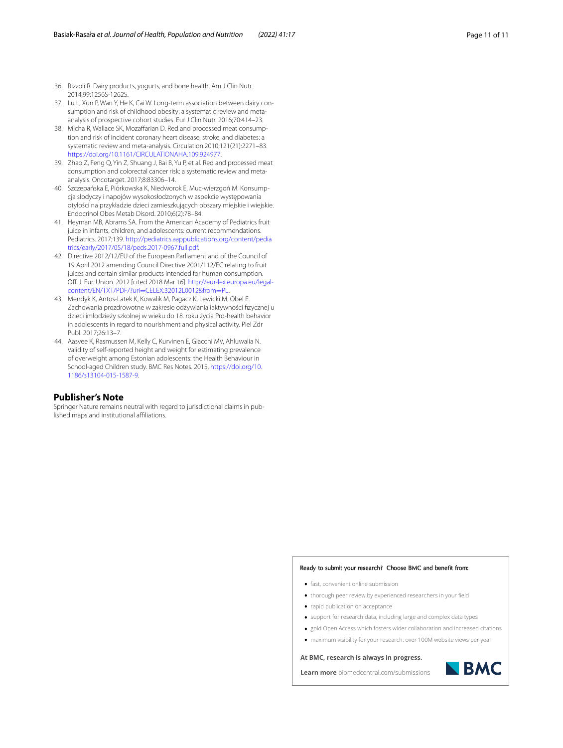36. Rizzoli R. Dairy products, yogurts, and bone health. Am J Clin Nutr. 2014;99:1256S-1262S.
37. Lu L, Xun P, Wan Y, He K, Cai W. Long-term association between dairy consumption and risk of childhood obesity: a systematic review and meta-analysis of prospective cohort studies. Eur J Clin Nutr. 2016;70:414–23.
38. Micha R, Wallace SK, Mozaffarian D. Red and processed meat consumption and risk of incident coronary heart disease, stroke, and diabetes: a systematic review and meta-analysis. Circulation.2010;121(21):2271–83. https://doi.org/10.1161/CIRCULATIONAHA.109.924977.
39. Zhao Z, Feng Q, Yin Z, Shuang J, Bai B, Yu P, et al. Red and processed meat consumption and colorectal cancer risk: a systematic review and meta-analysis. Oncotarget. 2017;8:83306–14.
40. Szczepańska E, Piórkowska K, Niedworok E, Muc-wierzgoń M. Konsumpcja słodyczy i napojów wysokosłodzonych w aspekcie występowania otyłości na przykładzie dzieci zamieszkujących obszary miejskie i wiejskie. Endocrinol Obes Metab Disord. 2010;6(2):78–84.
41. Heyman MB, Abrams SA. From the American Academy of Pediatrics fruit juice in infants, children, and adolescents: current recommendations. Pediatrics. 2017;139. http://pediatrics.aappublications.org/content/pediatrics/early/2017/05/18/peds.2017-0967.full.pdf.
42. Directive 2012/12/EU of the European Parliament and of the Council of 19 April 2012 amending Council Directive 2001/112/EC relating to fruit juices and certain similar products intended for human consumption. Off. J. Eur. Union. 2012 [cited 2018 Mar 16]. http://eur-lex.europa.eu/legal-content/EN/TXT/PDF/?uri=CELEX:32012L0012&from=PL.
43. Mendyk K, Antos-Latek K, Kowalik M, Pagacz K, Lewicki M, Obel E. Zachowania prozdrowotne w zakresie odżywiania iaktywności fizycznej u dzieci imłodzieży szkolnej w wieku do 18. roku życia Pro-health behavior in adolescents in regard to nourishment and physical activity. Piel Zdr Publ. 2017;26:13–7.
44. Aasvee K, Rasmussen M, Kelly C, Kurvinen E, Giacchi MV, Ahluwalia N. Validity of self-reported height and weight for estimating prevalence of overweight among Estonian adolescents: the Health Behaviour in School-aged Children study. BMC Res Notes. 2015. https://doi.org/10.1186/s13104-015-1587-9.

## Publisher's Note

Springer Nature remains neutral with regard to jurisdictional claims in published maps and institutional affiliations.

Ready to submit your research? Choose BMC and benefit from:

- fast, convenient online submission
- thorough peer review by experienced researchers in your field
- rapid publication on acceptance
- support for research data, including large and complex data types
- gold Open Access which fosters wider collaboration and increased citations
- maximum visibility for your research: over 100M website views per year

**At BMC, research is always in progress.**

**Learn more** biomedcentral.com/submissions

BMC